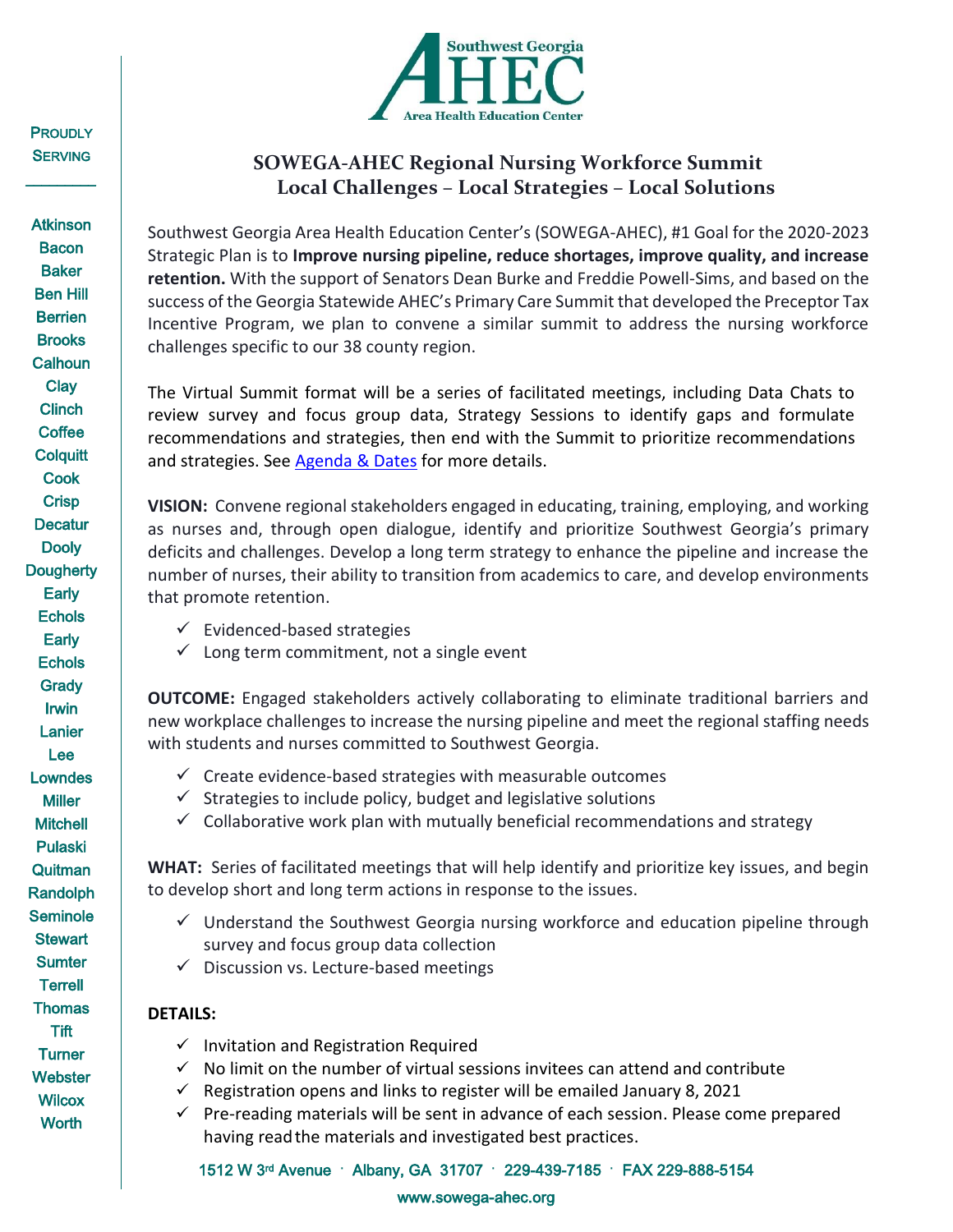Southwest Georgia AHEC Area Health Education Center

PROUDLY SERVING

Atkinson
Bacon
Baker
Ben Hill
Berrien
Brooks
Calhoun
Clay
Clinch
Coffee
Colquitt
Cook
Crisp
Decatur
Dooly
Dougherty
Early
Echols
Early
Echols
Grady
Irwin
Lanier
Lee
Lowndes
Miller
Mitchell
Pulaski
Quitman
Randolph
Seminole
Stewart
Sumter
Terrell
Thomas
Tift
Turner
Webster
Wilcox
Worth

# SOWEGA-AHEC Regional Nursing Workforce Summit
## Local Challenges – Local Strategies – Local Solutions

Southwest Georgia Area Health Education Center's (SOWEGA-AHEC), #1 Goal for the 2020-2023 Strategic Plan is to **Improve nursing pipeline, reduce shortages, improve quality, and increase retention.** With the support of Senators Dean Burke and Freddie Powell-Sims, and based on the success of the Georgia Statewide AHEC's Primary Care Summit that developed the Preceptor Tax Incentive Program, we plan to convene a similar summit to address the nursing workforce challenges specific to our 38 county region.

The Virtual Summit format will be a series of facilitated meetings, including Data Chats to review survey and focus group data, Strategy Sessions to identify gaps and formulate recommendations and strategies, then end with the Summit to prioritize recommendations and strategies. See Agenda & Dates for more details.

**VISION:** Convene regional stakeholders engaged in educating, training, employing, and working as nurses and, through open dialogue, identify and prioritize Southwest Georgia's primary deficits and challenges. Develop a long term strategy to enhance the pipeline and increase the number of nurses, their ability to transition from academics to care, and develop environments that promote retention.

- ✓ Evidenced-based strategies
- ✓ Long term commitment, not a single event

**OUTCOME:** Engaged stakeholders actively collaborating to eliminate traditional barriers and new workplace challenges to increase the nursing pipeline and meet the regional staffing needs with students and nurses committed to Southwest Georgia.

- ✓ Create evidence-based strategies with measurable outcomes
- ✓ Strategies to include policy, budget and legislative solutions
- ✓ Collaborative work plan with mutually beneficial recommendations and strategy

**WHAT:** Series of facilitated meetings that will help identify and prioritize key issues, and begin to develop short and long term actions in response to the issues.

- ✓ Understand the Southwest Georgia nursing workforce and education pipeline through survey and focus group data collection
- ✓ Discussion vs. Lecture-based meetings

**DETAILS:**

- ✓ Invitation and Registration Required
- ✓ No limit on the number of virtual sessions invitees can attend and contribute
- ✓ Registration opens and links to register will be emailed January 8, 2021
- ✓ Pre-reading materials will be sent in advance of each session. Please come prepared having read the materials and investigated best practices.

1512 W 3rd Avenue · Albany, GA 31707 · 229-439-7185 · FAX 229-888-5154

www.sowega-ahec.org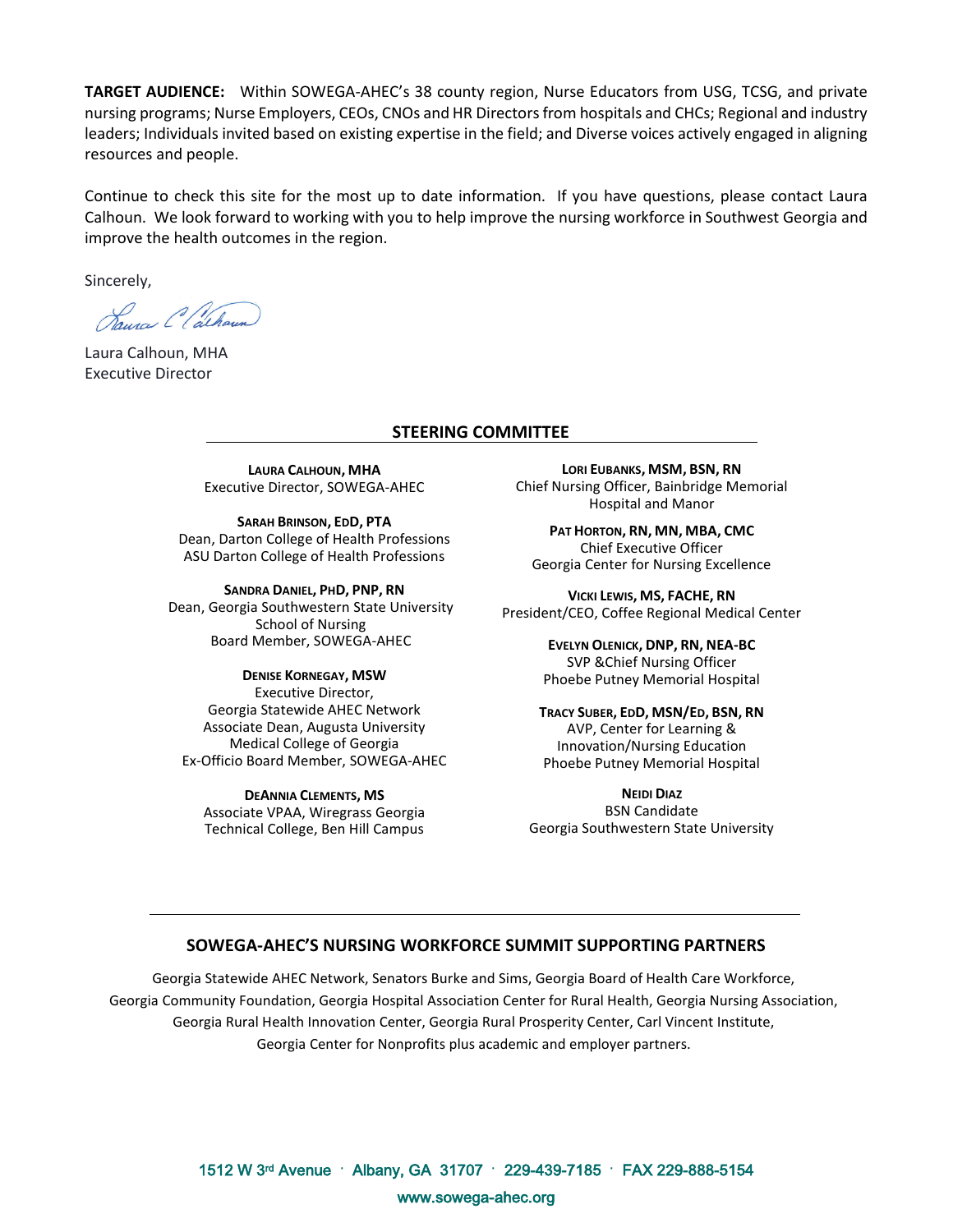**TARGET AUDIENCE:** Within SOWEGA-AHEC's 38 county region, Nurse Educators from USG, TCSG, and private nursing programs; Nurse Employers, CEOs, CNOs and HR Directors from hospitals and CHCs; Regional and industry leaders; Individuals invited based on existing expertise in the field; and Diverse voices actively engaged in aligning resources and people.

Continue to check this site for the most up to date information. If you have questions, please contact Laura Calhoun. We look forward to working with you to help improve the nursing workforce in Southwest Georgia and improve the health outcomes in the region.

Sincerely,

Laura Calhoun, MHA
Executive Director

## STEERING COMMITTEE

**LAURA CALHOUN, MHA**
Executive Director, SOWEGA-AHEC

**SARAH BRINSON, EDD, PTA**
Dean, Darton College of Health Professions
ASU Darton College of Health Professions

**SANDRA DANIEL, PHD, PNP, RN**
Dean, Georgia Southwestern State University School of Nursing
Board Member, SOWEGA-AHEC

**DENISE KORNEGAY, MSW**
Executive Director,
Georgia Statewide AHEC Network
Associate Dean, Augusta University Medical College of Georgia
Ex-Officio Board Member, SOWEGA-AHEC

**DEANNIA CLEMENTS, MS**
Associate VPAA, Wiregrass Georgia Technical College, Ben Hill Campus

**LORI EUBANKS, MSM, BSN, RN**
Chief Nursing Officer, Bainbridge Memorial Hospital and Manor

**PAT HORTON, RN, MN, MBA, CMC**
Chief Executive Officer
Georgia Center for Nursing Excellence

**VICKI LEWIS, MS, FACHE, RN**
President/CEO, Coffee Regional Medical Center

**EVELYN OLENICK, DNP, RN, NEA-BC**
SVP &Chief Nursing Officer
Phoebe Putney Memorial Hospital

**TRACY SUBER, EDD, MSN/ED, BSN, RN**
AVP, Center for Learning & Innovation/Nursing Education
Phoebe Putney Memorial Hospital

**NEIDI DIAZ**
BSN Candidate
Georgia Southwestern State University

## SOWEGA-AHEC'S NURSING WORKFORCE SUMMIT SUPPORTING PARTNERS

Georgia Statewide AHEC Network, Senators Burke and Sims, Georgia Board of Health Care Workforce, Georgia Community Foundation, Georgia Hospital Association Center for Rural Health, Georgia Nursing Association, Georgia Rural Health Innovation Center, Georgia Rural Prosperity Center, Carl Vincent Institute, Georgia Center for Nonprofits plus academic and employer partners.

1512 W 3rd Avenue · Albany, GA 31707 · 229-439-7185 · FAX 229-888-5154
www.sowega-ahec.org